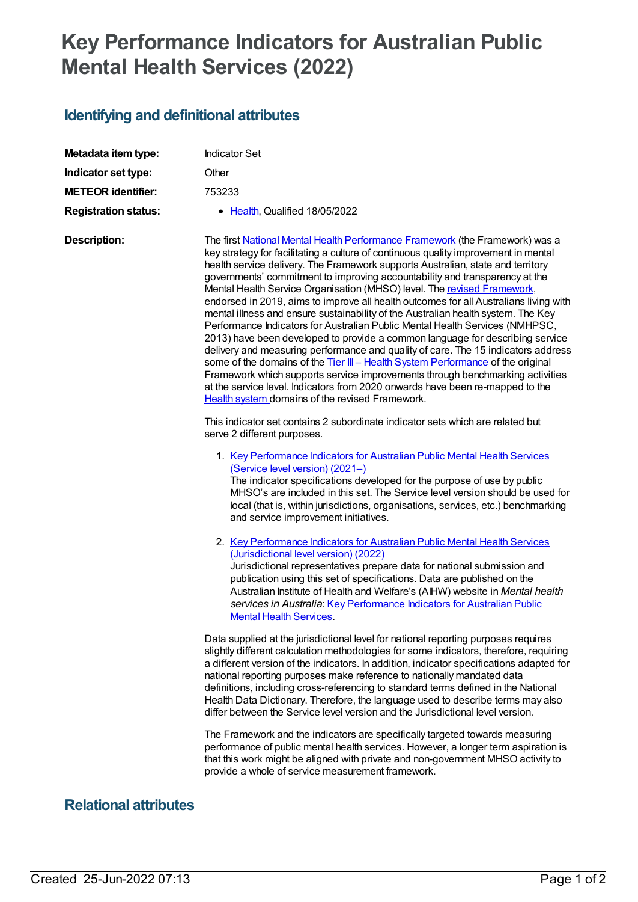# Key Performance Indicators for Australian Public Mental Health Services (2022)

## Identifying and definitional attributes

| | |
|---|---|
| **Metadata item type:** | Indicator Set |
| **Indicator set type:** | Other |
| **METEOR identifier:** | 753233 |
| **Registration status:** | • Health, Qualified 18/05/2022 |

**Description:**

The first National Mental Health Performance Framework (the Framework) was a key strategy for facilitating a culture of continuous quality improvement in mental health service delivery. The Framework supports Australian, state and territory governments' commitment to improving accountability and transparency at the Mental Health Service Organisation (MHSO) level. The revised Framework, endorsed in 2019, aims to improve all health outcomes for all Australians living with mental illness and ensure sustainability of the Australian health system. The Key Performance Indicators for Australian Public Mental Health Services (NMHPSC, 2013) have been developed to provide a common language for describing service delivery and measuring performance and quality of care. The 15 indicators address some of the domains of the Tier III – Health System Performance of the original Framework which supports service improvements through benchmarking activities at the service level. Indicators from 2020 onwards have been re-mapped to the Health system domains of the revised Framework.

This indicator set contains 2 subordinate indicator sets which are related but serve 2 different purposes.

1. Key Performance Indicators for Australian Public Mental Health Services (Service level version) (2021–)
   The indicator specifications developed for the purpose of use by public MHSO's are included in this set. The Service level version should be used for local (that is, within jurisdictions, organisations, services, etc.) benchmarking and service improvement initiatives.

2. Key Performance Indicators for Australian Public Mental Health Services (Jurisdictional level version) (2022)
   Jurisdictional representatives prepare data for national submission and publication using this set of specifications. Data are published on the Australian Institute of Health and Welfare's (AIHW) website in *Mental health services in Australia*: Key Performance Indicators for Australian Public Mental Health Services.

Data supplied at the jurisdictional level for national reporting purposes requires slightly different calculation methodologies for some indicators, therefore, requiring a different version of the indicators. In addition, indicator specifications adapted for national reporting purposes make reference to nationally mandated data definitions, including cross-referencing to standard terms defined in the National Health Data Dictionary. Therefore, the language used to describe terms may also differ between the Service level version and the Jurisdictional level version.

The Framework and the indicators are specifically targeted towards measuring performance of public mental health services. However, a longer term aspiration is that this work might be aligned with private and non-government MHSO activity to provide a whole of service measurement framework.

## Relational attributes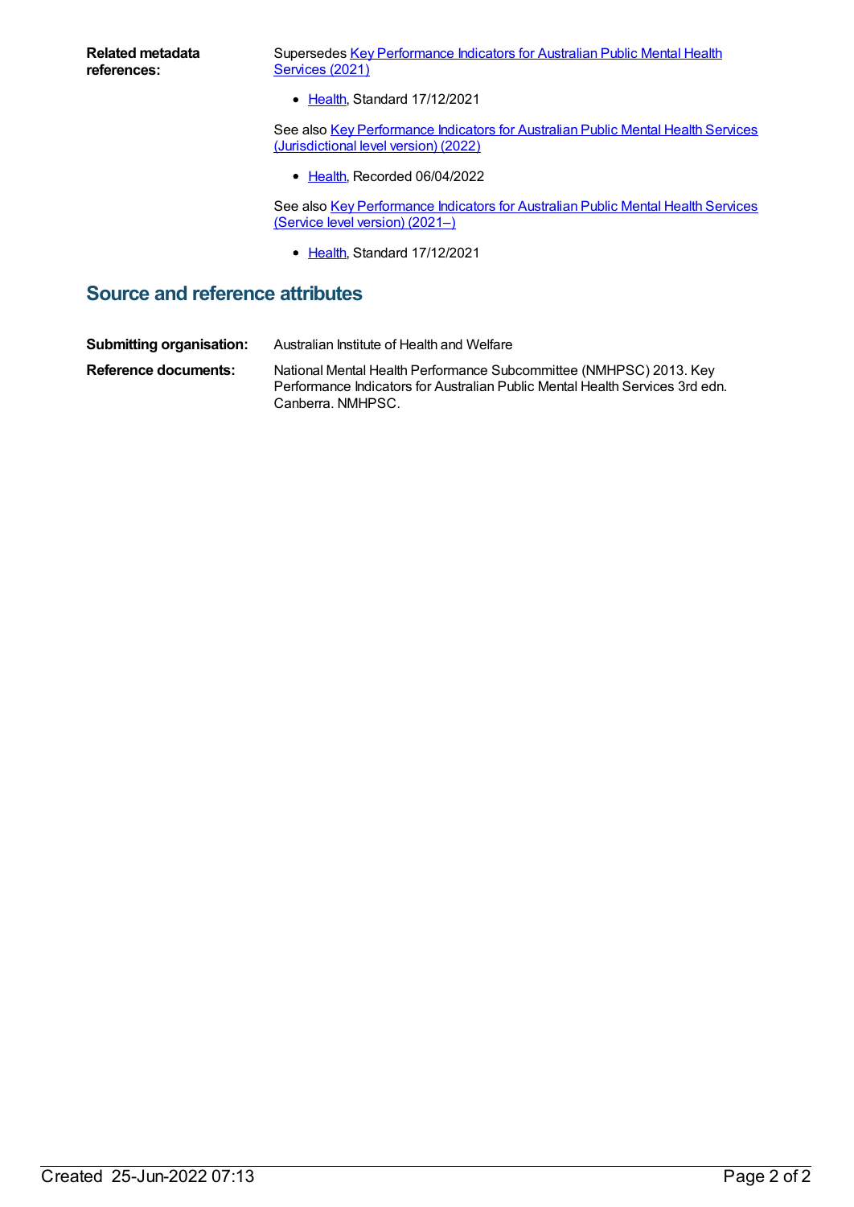**Related metadata references:**

Supersedes Key Performance Indicators for Australian Public Mental Health Services (2021)

- Health, Standard 17/12/2021

See also Key Performance Indicators for Australian Public Mental Health Services (Jurisdictional level version) (2022)

- Health, Recorded 06/04/2022

See also Key Performance Indicators for Australian Public Mental Health Services (Service level version) (2021–)

- Health, Standard 17/12/2021

## Source and reference attributes

**Submitting organisation:** Australian Institute of Health and Welfare

**Reference documents:** National Mental Health Performance Subcommittee (NMHPSC) 2013. Key Performance Indicators for Australian Public Mental Health Services 3rd edn. Canberra. NMHPSC.